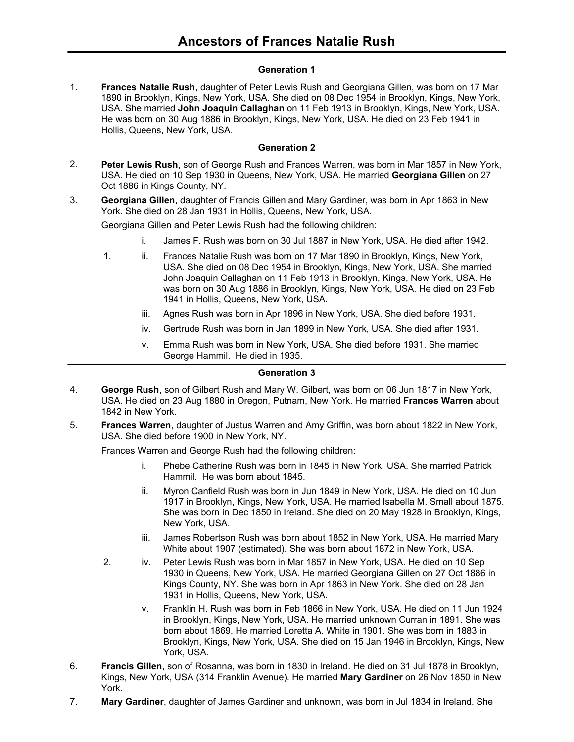# Ancestors of Frances Natalie Rush

## Generation 1

1. **Frances Natalie Rush**, daughter of Peter Lewis Rush and Georgiana Gillen, was born on 17 Mar 1890 in Brooklyn, Kings, New York, USA. She died on 08 Dec 1954 in Brooklyn, Kings, New York, USA. She married **John Joaquin Callaghan** on 11 Feb 1913 in Brooklyn, Kings, New York, USA. He was born on 30 Aug 1886 in Brooklyn, Kings, New York, USA. He died on 23 Feb 1941 in Hollis, Queens, New York, USA.

## Generation 2

2. **Peter Lewis Rush**, son of George Rush and Frances Warren, was born in Mar 1857 in New York, USA. He died on 10 Sep 1930 in Queens, New York, USA. He married **Georgiana Gillen** on 27 Oct 1886 in Kings County, NY.

3. **Georgiana Gillen**, daughter of Francis Gillen and Mary Gardiner, was born in Apr 1863 in New York. She died on 28 Jan 1931 in Hollis, Queens, New York, USA.

   Georgiana Gillen and Peter Lewis Rush had the following children:

   - i. James F. Rush was born on 30 Jul 1887 in New York, USA. He died after 1942.
   - 1. ii. Frances Natalie Rush was born on 17 Mar 1890 in Brooklyn, Kings, New York, USA. She died on 08 Dec 1954 in Brooklyn, Kings, New York, USA. She married John Joaquin Callaghan on 11 Feb 1913 in Brooklyn, Kings, New York, USA. He was born on 30 Aug 1886 in Brooklyn, Kings, New York, USA. He died on 23 Feb 1941 in Hollis, Queens, New York, USA.
   - iii. Agnes Rush was born in Apr 1896 in New York, USA. She died before 1931.
   - iv. Gertrude Rush was born in Jan 1899 in New York, USA. She died after 1931.
   - v. Emma Rush was born in New York, USA. She died before 1931. She married George Hammil. He died in 1935.

## Generation 3

4. **George Rush**, son of Gilbert Rush and Mary W. Gilbert, was born on 06 Jun 1817 in New York, USA. He died on 23 Aug 1880 in Oregon, Putnam, New York. He married **Frances Warren** about 1842 in New York.

5. **Frances Warren**, daughter of Justus Warren and Amy Griffin, was born about 1822 in New York, USA. She died before 1900 in New York, NY.

   Frances Warren and George Rush had the following children:

   - i. Phebe Catherine Rush was born in 1845 in New York, USA. She married Patrick Hammil. He was born about 1845.
   - ii. Myron Canfield Rush was born in Jun 1849 in New York, USA. He died on 10 Jun 1917 in Brooklyn, Kings, New York, USA. He married Isabella M. Small about 1875. She was born in Dec 1850 in Ireland. She died on 20 May 1928 in Brooklyn, Kings, New York, USA.
   - iii. James Robertson Rush was born about 1852 in New York, USA. He married Mary White about 1907 (estimated). She was born about 1872 in New York, USA.
   - 2. iv. Peter Lewis Rush was born in Mar 1857 in New York, USA. He died on 10 Sep 1930 in Queens, New York, USA. He married Georgiana Gillen on 27 Oct 1886 in Kings County, NY. She was born in Apr 1863 in New York. She died on 28 Jan 1931 in Hollis, Queens, New York, USA.
   - v. Franklin H. Rush was born in Feb 1866 in New York, USA. He died on 11 Jun 1924 in Brooklyn, Kings, New York, USA. He married unknown Curran in 1891. She was born about 1869. He married Loretta A. White in 1901. She was born in 1883 in Brooklyn, Kings, New York, USA. She died on 15 Jan 1946 in Brooklyn, Kings, New York, USA.

6. **Francis Gillen**, son of Rosanna, was born in 1830 in Ireland. He died on 31 Jul 1878 in Brooklyn, Kings, New York, USA (314 Franklin Avenue). He married **Mary Gardiner** on 26 Nov 1850 in New York.

7. **Mary Gardiner**, daughter of James Gardiner and unknown, was born in Jul 1834 in Ireland. She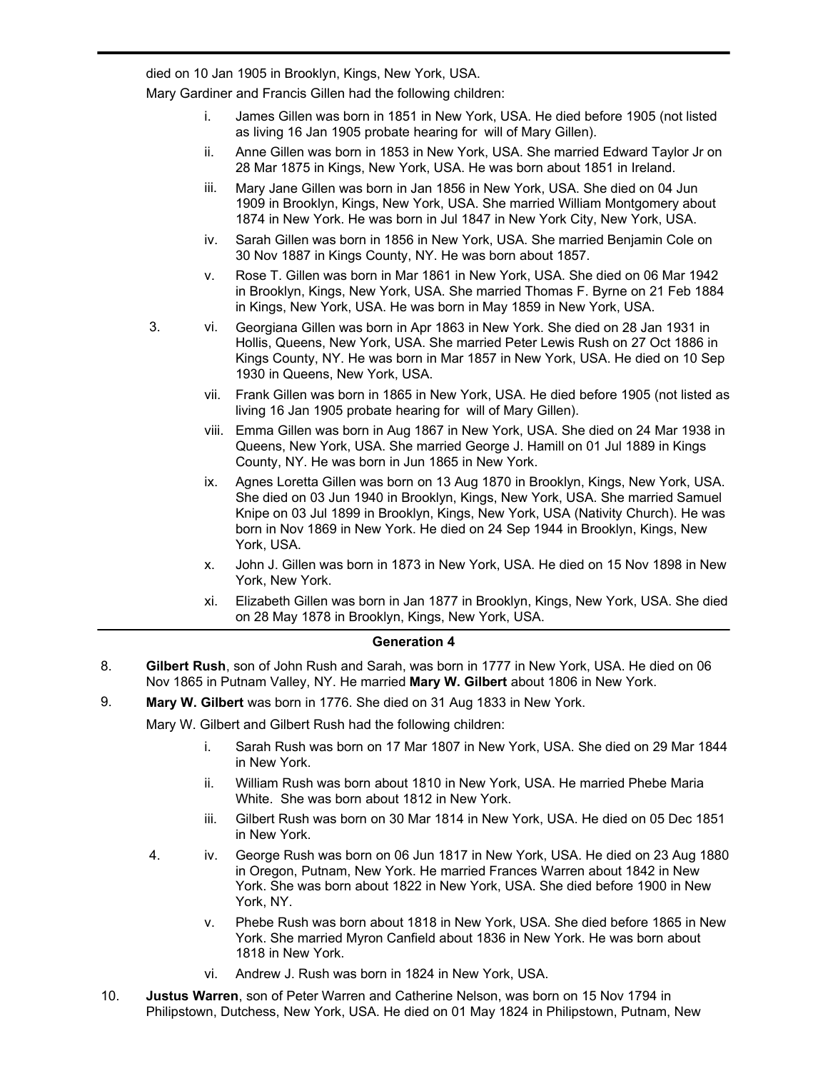died on 10 Jan 1905 in Brooklyn, Kings, New York, USA.

Mary Gardiner and Francis Gillen had the following children:

- i. James Gillen was born in 1851 in New York, USA. He died before 1905 (not listed as living 16 Jan 1905 probate hearing for will of Mary Gillen).
- ii. Anne Gillen was born in 1853 in New York, USA. She married Edward Taylor Jr on 28 Mar 1875 in Kings, New York, USA. He was born about 1851 in Ireland.
- iii. Mary Jane Gillen was born in Jan 1856 in New York, USA. She died on 04 Jun 1909 in Brooklyn, Kings, New York, USA. She married William Montgomery about 1874 in New York. He was born in Jul 1847 in New York City, New York, USA.
- iv. Sarah Gillen was born in 1856 in New York, USA. She married Benjamin Cole on 30 Nov 1887 in Kings County, NY. He was born about 1857.
- v. Rose T. Gillen was born in Mar 1861 in New York, USA. She died on 06 Mar 1942 in Brooklyn, Kings, New York, USA. She married Thomas F. Byrne on 21 Feb 1884 in Kings, New York, USA. He was born in May 1859 in New York, USA.
- 3. vi. Georgiana Gillen was born in Apr 1863 in New York. She died on 28 Jan 1931 in Hollis, Queens, New York, USA. She married Peter Lewis Rush on 27 Oct 1886 in Kings County, NY. He was born in Mar 1857 in New York, USA. He died on 10 Sep 1930 in Queens, New York, USA.
- vii. Frank Gillen was born in 1865 in New York, USA. He died before 1905 (not listed as living 16 Jan 1905 probate hearing for will of Mary Gillen).
- viii. Emma Gillen was born in Aug 1867 in New York, USA. She died on 24 Mar 1938 in Queens, New York, USA. She married George J. Hamill on 01 Jul 1889 in Kings County, NY. He was born in Jun 1865 in New York.
- ix. Agnes Loretta Gillen was born on 13 Aug 1870 in Brooklyn, Kings, New York, USA. She died on 03 Jun 1940 in Brooklyn, Kings, New York, USA. She married Samuel Knipe on 03 Jul 1899 in Brooklyn, Kings, New York, USA (Nativity Church). He was born in Nov 1869 in New York. He died on 24 Sep 1944 in Brooklyn, Kings, New York, USA.
- x. John J. Gillen was born in 1873 in New York, USA. He died on 15 Nov 1898 in New York, New York.
- xi. Elizabeth Gillen was born in Jan 1877 in Brooklyn, Kings, New York, USA. She died on 28 May 1878 in Brooklyn, Kings, New York, USA.

## Generation 4

8. **Gilbert Rush**, son of John Rush and Sarah, was born in 1777 in New York, USA. He died on 06 Nov 1865 in Putnam Valley, NY. He married **Mary W. Gilbert** about 1806 in New York.

9. **Mary W. Gilbert** was born in 1776. She died on 31 Aug 1833 in New York.

Mary W. Gilbert and Gilbert Rush had the following children:

- i. Sarah Rush was born on 17 Mar 1807 in New York, USA. She died on 29 Mar 1844 in New York.
- ii. William Rush was born about 1810 in New York, USA. He married Phebe Maria White. She was born about 1812 in New York.
- iii. Gilbert Rush was born on 30 Mar 1814 in New York, USA. He died on 05 Dec 1851 in New York.
- 4. iv. George Rush was born on 06 Jun 1817 in New York, USA. He died on 23 Aug 1880 in Oregon, Putnam, New York. He married Frances Warren about 1842 in New York. She was born about 1822 in New York, USA. She died before 1900 in New York, NY.
- v. Phebe Rush was born about 1818 in New York, USA. She died before 1865 in New York. She married Myron Canfield about 1836 in New York. He was born about 1818 in New York.
- vi. Andrew J. Rush was born in 1824 in New York, USA.

10. **Justus Warren**, son of Peter Warren and Catherine Nelson, was born on 15 Nov 1794 in Philipstown, Dutchess, New York, USA. He died on 01 May 1824 in Philipstown, Putnam, New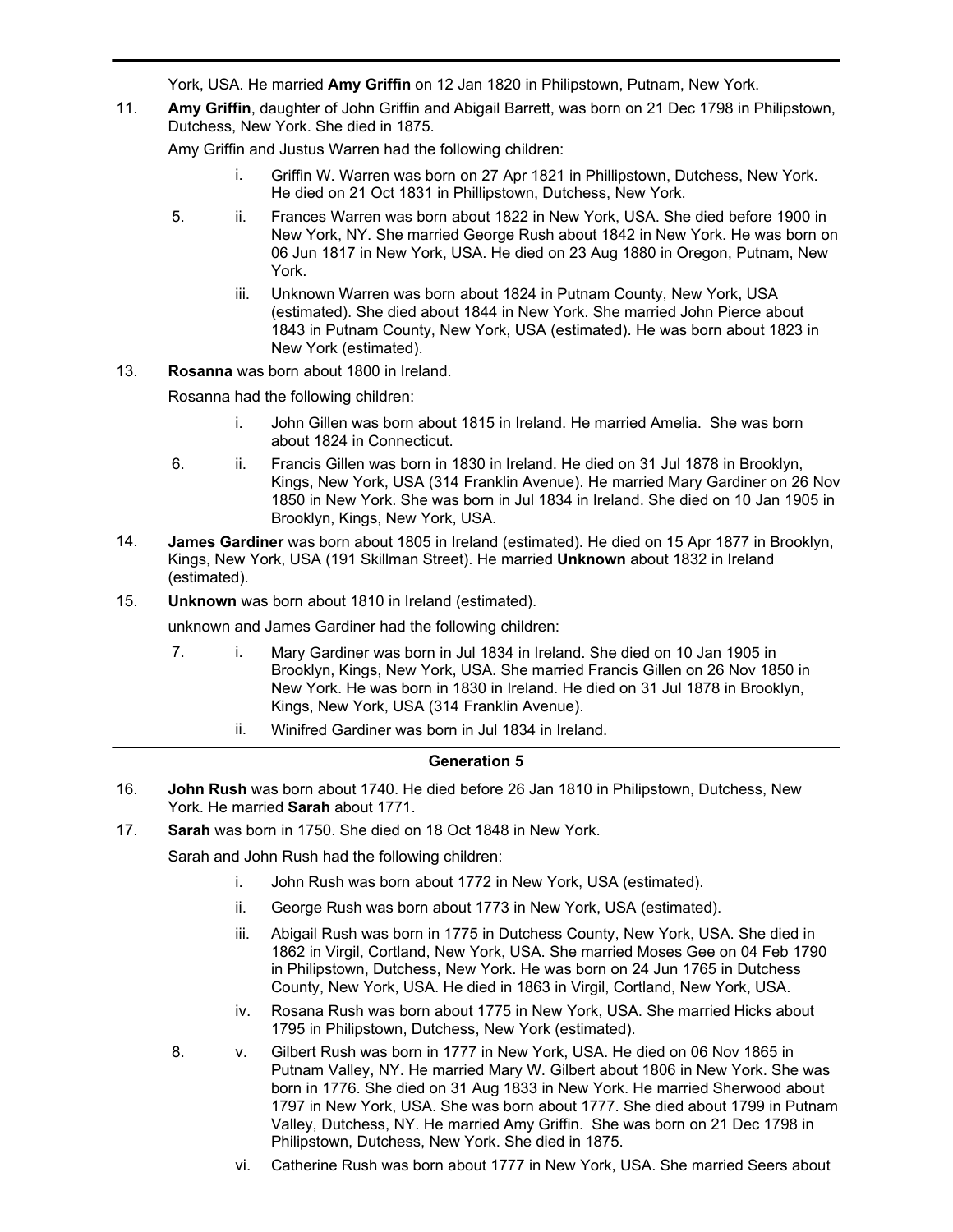York, USA. He married **Amy Griffin** on 12 Jan 1820 in Philipstown, Putnam, New York.

11. **Amy Griffin**, daughter of John Griffin and Abigail Barrett, was born on 21 Dec 1798 in Philipstown, Dutchess, New York. She died in 1875.

    Amy Griffin and Justus Warren had the following children:

    - i. Griffin W. Warren was born on 27 Apr 1821 in Phillipstown, Dutchess, New York. He died on 21 Oct 1831 in Phillipstown, Dutchess, New York.
    - 5. ii. Frances Warren was born about 1822 in New York, USA. She died before 1900 in New York, NY. She married George Rush about 1842 in New York. He was born on 06 Jun 1817 in New York, USA. He died on 23 Aug 1880 in Oregon, Putnam, New York.
    - iii. Unknown Warren was born about 1824 in Putnam County, New York, USA (estimated). She died about 1844 in New York. She married John Pierce about 1843 in Putnam County, New York, USA (estimated). He was born about 1823 in New York (estimated).

13. **Rosanna** was born about 1800 in Ireland.

    Rosanna had the following children:

    - i. John Gillen was born about 1815 in Ireland. He married Amelia. She was born about 1824 in Connecticut.
    - 6. ii. Francis Gillen was born in 1830 in Ireland. He died on 31 Jul 1878 in Brooklyn, Kings, New York, USA (314 Franklin Avenue). He married Mary Gardiner on 26 Nov 1850 in New York. She was born in Jul 1834 in Ireland. She died on 10 Jan 1905 in Brooklyn, Kings, New York, USA.

14. **James Gardiner** was born about 1805 in Ireland (estimated). He died on 15 Apr 1877 in Brooklyn, Kings, New York, USA (191 Skillman Street). He married **Unknown** about 1832 in Ireland (estimated).

15. **Unknown** was born about 1810 in Ireland (estimated).

    unknown and James Gardiner had the following children:

    - 7. i. Mary Gardiner was born in Jul 1834 in Ireland. She died on 10 Jan 1905 in Brooklyn, Kings, New York, USA. She married Francis Gillen on 26 Nov 1850 in New York. He was born in 1830 in Ireland. He died on 31 Jul 1878 in Brooklyn, Kings, New York, USA (314 Franklin Avenue).
    - ii. Winifred Gardiner was born in Jul 1834 in Ireland.

## Generation 5

16. **John Rush** was born about 1740. He died before 26 Jan 1810 in Philipstown, Dutchess, New York. He married **Sarah** about 1771.

17. **Sarah** was born in 1750. She died on 18 Oct 1848 in New York.

    Sarah and John Rush had the following children:

    - i. John Rush was born about 1772 in New York, USA (estimated).
    - ii. George Rush was born about 1773 in New York, USA (estimated).
    - iii. Abigail Rush was born in 1775 in Dutchess County, New York, USA. She died in 1862 in Virgil, Cortland, New York, USA. She married Moses Gee on 04 Feb 1790 in Philipstown, Dutchess, New York. He was born on 24 Jun 1765 in Dutchess County, New York, USA. He died in 1863 in Virgil, Cortland, New York, USA.
    - iv. Rosana Rush was born about 1775 in New York, USA. She married Hicks about 1795 in Philipstown, Dutchess, New York (estimated).
    - 8. v. Gilbert Rush was born in 1777 in New York, USA. He died on 06 Nov 1865 in Putnam Valley, NY. He married Mary W. Gilbert about 1806 in New York. She was born in 1776. She died on 31 Aug 1833 in New York. He married Sherwood about 1797 in New York, USA. She was born about 1777. She died about 1799 in Putnam Valley, Dutchess, NY. He married Amy Griffin. She was born on 21 Dec 1798 in Philipstown, Dutchess, New York. She died in 1875.
    - vi. Catherine Rush was born about 1777 in New York, USA. She married Seers about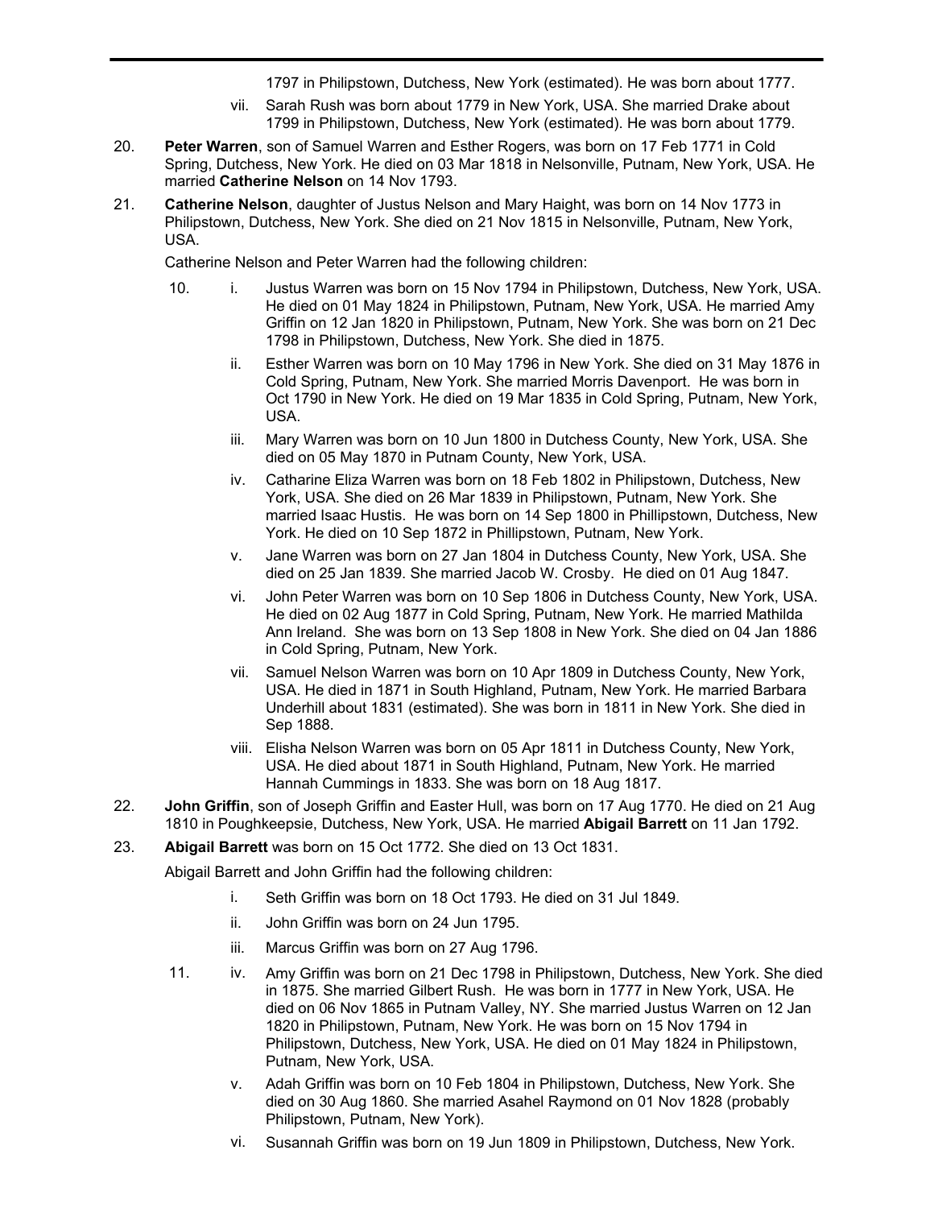1797 in Philipstown, Dutchess, New York (estimated). He was born about 1777.

vii. Sarah Rush was born about 1779 in New York, USA. She married Drake about 1799 in Philipstown, Dutchess, New York (estimated). He was born about 1779.

20. **Peter Warren**, son of Samuel Warren and Esther Rogers, was born on 17 Feb 1771 in Cold Spring, Dutchess, New York. He died on 03 Mar 1818 in Nelsonville, Putnam, New York, USA. He married **Catherine Nelson** on 14 Nov 1793.

21. **Catherine Nelson**, daughter of Justus Nelson and Mary Haight, was born on 14 Nov 1773 in Philipstown, Dutchess, New York. She died on 21 Nov 1815 in Nelsonville, Putnam, New York, USA.

Catherine Nelson and Peter Warren had the following children:

10. i. Justus Warren was born on 15 Nov 1794 in Philipstown, Dutchess, New York, USA. He died on 01 May 1824 in Philipstown, Putnam, New York, USA. He married Amy Griffin on 12 Jan 1820 in Philipstown, Putnam, New York. She was born on 21 Dec 1798 in Philipstown, Dutchess, New York. She died in 1875.

ii. Esther Warren was born on 10 May 1796 in New York. She died on 31 May 1876 in Cold Spring, Putnam, New York. She married Morris Davenport. He was born in Oct 1790 in New York. He died on 19 Mar 1835 in Cold Spring, Putnam, New York, USA.

iii. Mary Warren was born on 10 Jun 1800 in Dutchess County, New York, USA. She died on 05 May 1870 in Putnam County, New York, USA.

iv. Catharine Eliza Warren was born on 18 Feb 1802 in Philipstown, Dutchess, New York, USA. She died on 26 Mar 1839 in Philipstown, Putnam, New York. She married Isaac Hustis. He was born on 14 Sep 1800 in Phillipstown, Dutchess, New York. He died on 10 Sep 1872 in Phillipstown, Putnam, New York.

v. Jane Warren was born on 27 Jan 1804 in Dutchess County, New York, USA. She died on 25 Jan 1839. She married Jacob W. Crosby. He died on 01 Aug 1847.

vi. John Peter Warren was born on 10 Sep 1806 in Dutchess County, New York, USA. He died on 02 Aug 1877 in Cold Spring, Putnam, New York. He married Mathilda Ann Ireland. She was born on 13 Sep 1808 in New York. She died on 04 Jan 1886 in Cold Spring, Putnam, New York.

vii. Samuel Nelson Warren was born on 10 Apr 1809 in Dutchess County, New York, USA. He died in 1871 in South Highland, Putnam, New York. He married Barbara Underhill about 1831 (estimated). She was born in 1811 in New York. She died in Sep 1888.

viii. Elisha Nelson Warren was born on 05 Apr 1811 in Dutchess County, New York, USA. He died about 1871 in South Highland, Putnam, New York. He married Hannah Cummings in 1833. She was born on 18 Aug 1817.

22. **John Griffin**, son of Joseph Griffin and Easter Hull, was born on 17 Aug 1770. He died on 21 Aug 1810 in Poughkeepsie, Dutchess, New York, USA. He married **Abigail Barrett** on 11 Jan 1792.

23. **Abigail Barrett** was born on 15 Oct 1772. She died on 13 Oct 1831.

Abigail Barrett and John Griffin had the following children:

i. Seth Griffin was born on 18 Oct 1793. He died on 31 Jul 1849.

ii. John Griffin was born on 24 Jun 1795.

iii. Marcus Griffin was born on 27 Aug 1796.

11. iv. Amy Griffin was born on 21 Dec 1798 in Philipstown, Dutchess, New York. She died in 1875. She married Gilbert Rush. He was born in 1777 in New York, USA. He died on 06 Nov 1865 in Putnam Valley, NY. She married Justus Warren on 12 Jan 1820 in Philipstown, Putnam, New York. He was born on 15 Nov 1794 in Philipstown, Dutchess, New York, USA. He died on 01 May 1824 in Philipstown, Putnam, New York, USA.

v. Adah Griffin was born on 10 Feb 1804 in Philipstown, Dutchess, New York. She died on 30 Aug 1860. She married Asahel Raymond on 01 Nov 1828 (probably Philipstown, Putnam, New York).

vi. Susannah Griffin was born on 19 Jun 1809 in Philipstown, Dutchess, New York.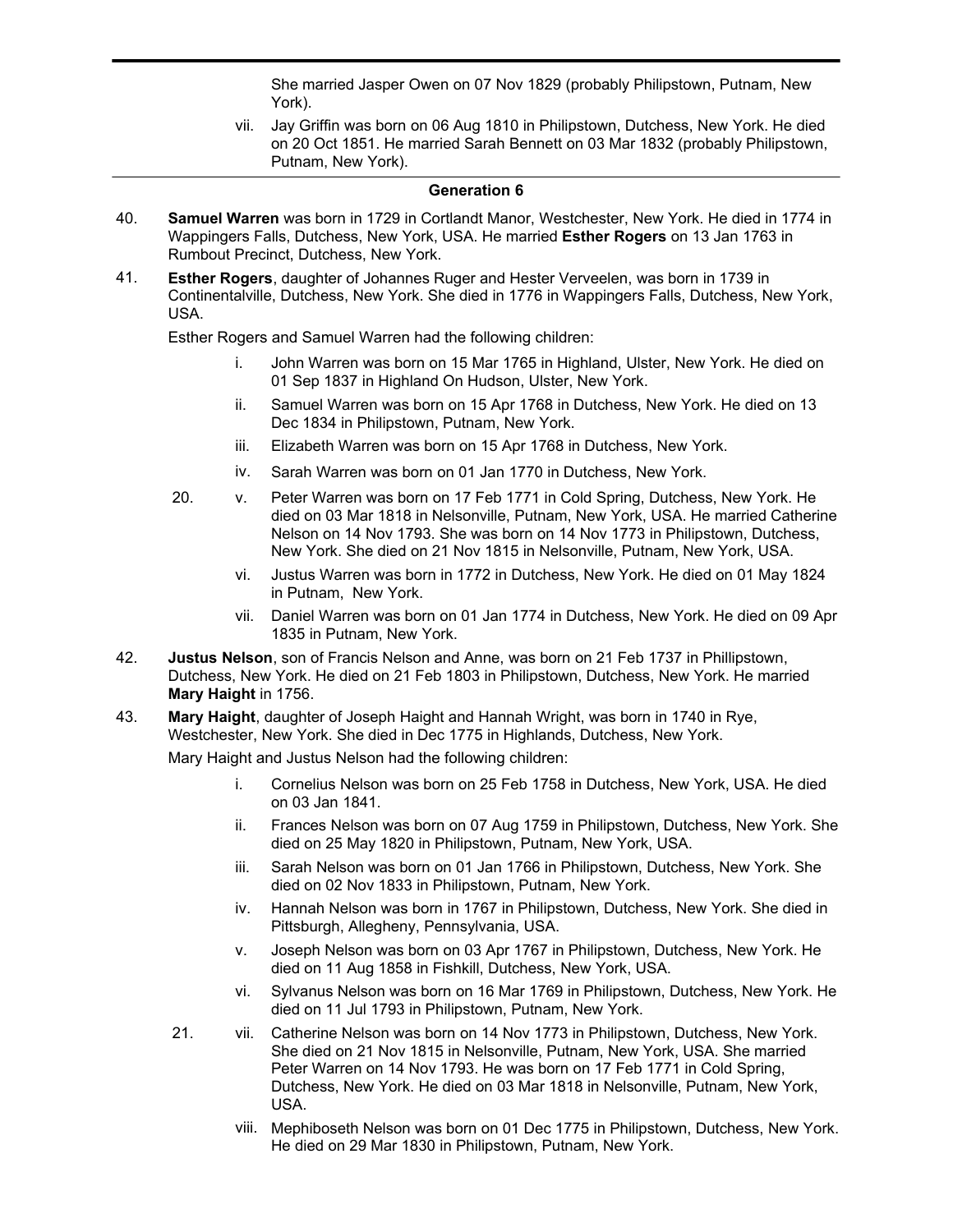She married Jasper Owen on 07 Nov 1829 (probably Philipstown, Putnam, New York).

vii. Jay Griffin was born on 06 Aug 1810 in Philipstown, Dutchess, New York. He died on 20 Oct 1851. He married Sarah Bennett on 03 Mar 1832 (probably Philipstown, Putnam, New York).

## Generation 6

40. **Samuel Warren** was born in 1729 in Cortlandt Manor, Westchester, New York. He died in 1774 in Wappingers Falls, Dutchess, New York, USA. He married **Esther Rogers** on 13 Jan 1763 in Rumbout Precinct, Dutchess, New York.

41. **Esther Rogers**, daughter of Johannes Ruger and Hester Verveelen, was born in 1739 in Continentalville, Dutchess, New York. She died in 1776 in Wappingers Falls, Dutchess, New York, USA.

Esther Rogers and Samuel Warren had the following children:

- i. John Warren was born on 15 Mar 1765 in Highland, Ulster, New York. He died on 01 Sep 1837 in Highland On Hudson, Ulster, New York.
- ii. Samuel Warren was born on 15 Apr 1768 in Dutchess, New York. He died on 13 Dec 1834 in Philipstown, Putnam, New York.
- iii. Elizabeth Warren was born on 15 Apr 1768 in Dutchess, New York.
- iv. Sarah Warren was born on 01 Jan 1770 in Dutchess, New York.
- 20. v. Peter Warren was born on 17 Feb 1771 in Cold Spring, Dutchess, New York. He died on 03 Mar 1818 in Nelsonville, Putnam, New York, USA. He married Catherine Nelson on 14 Nov 1793. She was born on 14 Nov 1773 in Philipstown, Dutchess, New York. She died on 21 Nov 1815 in Nelsonville, Putnam, New York, USA.
- vi. Justus Warren was born in 1772 in Dutchess, New York. He died on 01 May 1824 in Putnam, New York.
- vii. Daniel Warren was born on 01 Jan 1774 in Dutchess, New York. He died on 09 Apr 1835 in Putnam, New York.

42. **Justus Nelson**, son of Francis Nelson and Anne, was born on 21 Feb 1737 in Phillipstown, Dutchess, New York. He died on 21 Feb 1803 in Philipstown, Dutchess, New York. He married **Mary Haight** in 1756.

43. **Mary Haight**, daughter of Joseph Haight and Hannah Wright, was born in 1740 in Rye, Westchester, New York. She died in Dec 1775 in Highlands, Dutchess, New York.

Mary Haight and Justus Nelson had the following children:

- i. Cornelius Nelson was born on 25 Feb 1758 in Dutchess, New York, USA. He died on 03 Jan 1841.
- ii. Frances Nelson was born on 07 Aug 1759 in Philipstown, Dutchess, New York. She died on 25 May 1820 in Philipstown, Putnam, New York, USA.
- iii. Sarah Nelson was born on 01 Jan 1766 in Philipstown, Dutchess, New York. She died on 02 Nov 1833 in Philipstown, Putnam, New York.
- iv. Hannah Nelson was born in 1767 in Philipstown, Dutchess, New York. She died in Pittsburgh, Allegheny, Pennsylvania, USA.
- v. Joseph Nelson was born on 03 Apr 1767 in Philipstown, Dutchess, New York. He died on 11 Aug 1858 in Fishkill, Dutchess, New York, USA.
- vi. Sylvanus Nelson was born on 16 Mar 1769 in Philipstown, Dutchess, New York. He died on 11 Jul 1793 in Philipstown, Putnam, New York.
- 21. vii. Catherine Nelson was born on 14 Nov 1773 in Philipstown, Dutchess, New York. She died on 21 Nov 1815 in Nelsonville, Putnam, New York, USA. She married Peter Warren on 14 Nov 1793. He was born on 17 Feb 1771 in Cold Spring, Dutchess, New York. He died on 03 Mar 1818 in Nelsonville, Putnam, New York, USA.
- viii. Mephiboseth Nelson was born on 01 Dec 1775 in Philipstown, Dutchess, New York. He died on 29 Mar 1830 in Philipstown, Putnam, New York.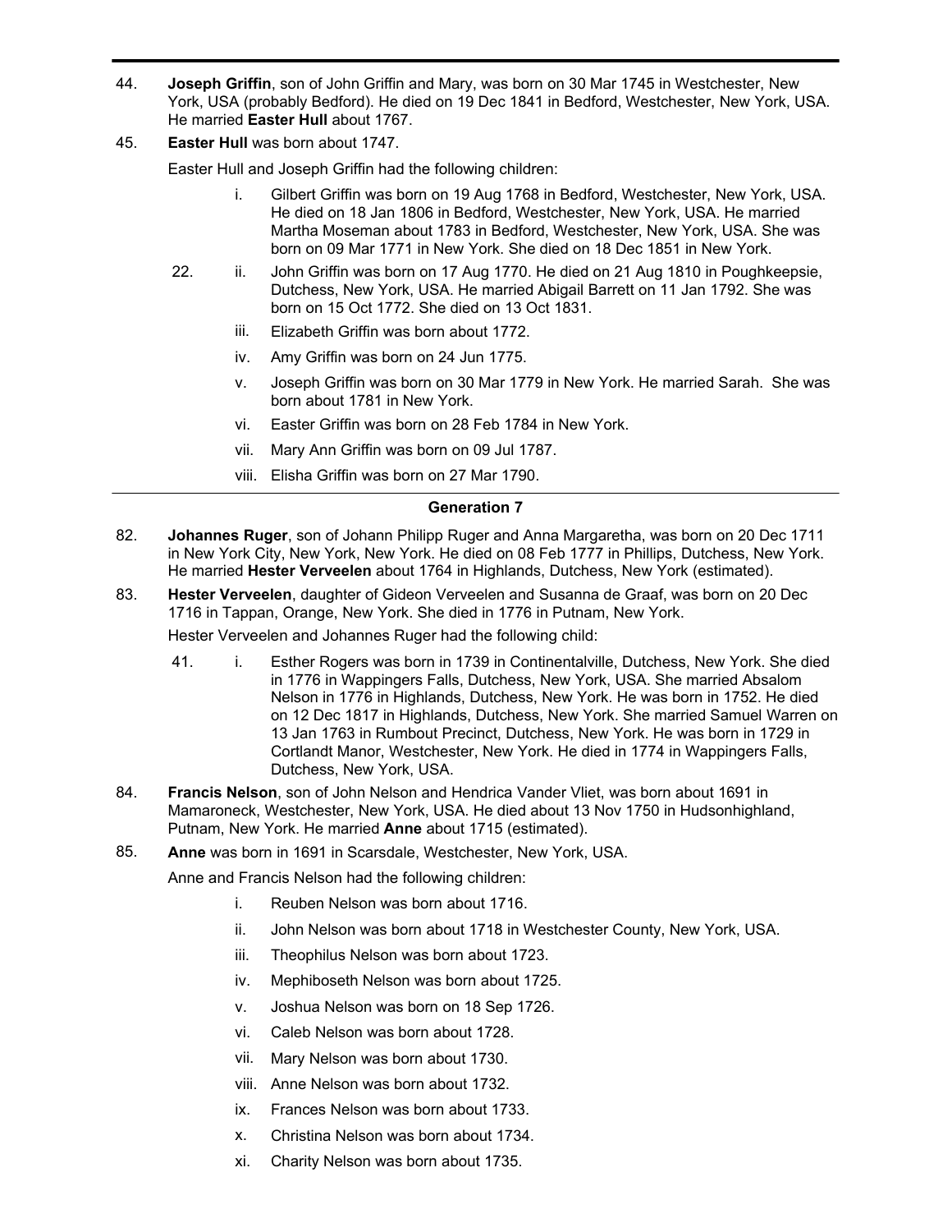44. **Joseph Griffin**, son of John Griffin and Mary, was born on 30 Mar 1745 in Westchester, New York, USA (probably Bedford). He died on 19 Dec 1841 in Bedford, Westchester, New York, USA. He married **Easter Hull** about 1767.

45. **Easter Hull** was born about 1747.

    Easter Hull and Joseph Griffin had the following children:

    - i. Gilbert Griffin was born on 19 Aug 1768 in Bedford, Westchester, New York, USA. He died on 18 Jan 1806 in Bedford, Westchester, New York, USA. He married Martha Moseman about 1783 in Bedford, Westchester, New York, USA. She was born on 09 Mar 1771 in New York. She died on 18 Dec 1851 in New York.
    - 22. ii. John Griffin was born on 17 Aug 1770. He died on 21 Aug 1810 in Poughkeepsie, Dutchess, New York, USA. He married Abigail Barrett on 11 Jan 1792. She was born on 15 Oct 1772. She died on 13 Oct 1831.
    - iii. Elizabeth Griffin was born about 1772.
    - iv. Amy Griffin was born on 24 Jun 1775.
    - v. Joseph Griffin was born on 30 Mar 1779 in New York. He married Sarah. She was born about 1781 in New York.
    - vi. Easter Griffin was born on 28 Feb 1784 in New York.
    - vii. Mary Ann Griffin was born on 09 Jul 1787.
    - viii. Elisha Griffin was born on 27 Mar 1790.

---

## Generation 7

82. **Johannes Ruger**, son of Johann Philipp Ruger and Anna Margaretha, was born on 20 Dec 1711 in New York City, New York, New York. He died on 08 Feb 1777 in Phillips, Dutchess, New York. He married **Hester Verveelen** about 1764 in Highlands, Dutchess, New York (estimated).

83. **Hester Verveelen**, daughter of Gideon Verveelen and Susanna de Graaf, was born on 20 Dec 1716 in Tappan, Orange, New York. She died in 1776 in Putnam, New York.

    Hester Verveelen and Johannes Ruger had the following child:

    - 41. i. Esther Rogers was born in 1739 in Continentalville, Dutchess, New York. She died in 1776 in Wappingers Falls, Dutchess, New York, USA. She married Absalom Nelson in 1776 in Highlands, Dutchess, New York. He was born in 1752. He died on 12 Dec 1817 in Highlands, Dutchess, New York. She married Samuel Warren on 13 Jan 1763 in Rumbout Precinct, Dutchess, New York. He was born in 1729 in Cortlandt Manor, Westchester, New York. He died in 1774 in Wappingers Falls, Dutchess, New York, USA.

84. **Francis Nelson**, son of John Nelson and Hendrica Vander Vliet, was born about 1691 in Mamaroneck, Westchester, New York, USA. He died about 13 Nov 1750 in Hudsonhighland, Putnam, New York. He married **Anne** about 1715 (estimated).

85. **Anne** was born in 1691 in Scarsdale, Westchester, New York, USA.

    Anne and Francis Nelson had the following children:

    - i. Reuben Nelson was born about 1716.
    - ii. John Nelson was born about 1718 in Westchester County, New York, USA.
    - iii. Theophilus Nelson was born about 1723.
    - iv. Mephiboseth Nelson was born about 1725.
    - v. Joshua Nelson was born on 18 Sep 1726.
    - vi. Caleb Nelson was born about 1728.
    - vii. Mary Nelson was born about 1730.
    - viii. Anne Nelson was born about 1732.
    - ix. Frances Nelson was born about 1733.
    - x. Christina Nelson was born about 1734.
    - xi. Charity Nelson was born about 1735.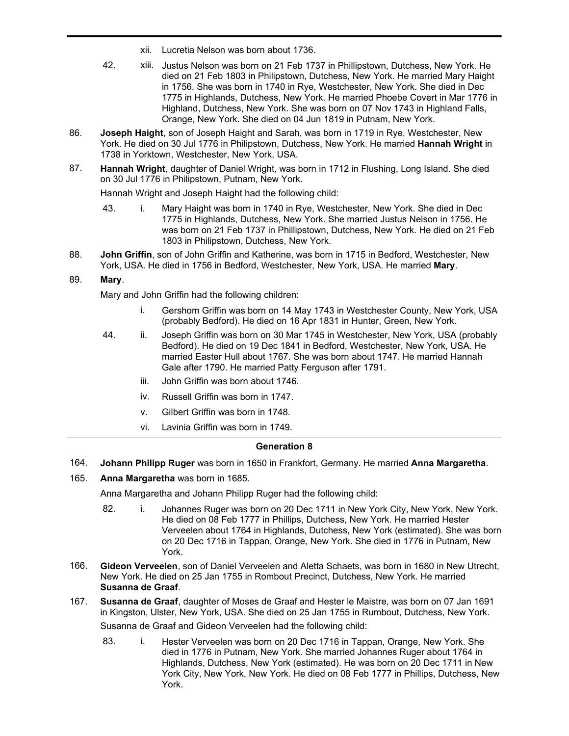xii. Lucretia Nelson was born about 1736.

42. xiii. Justus Nelson was born on 21 Feb 1737 in Phillipstown, Dutchess, New York. He died on 21 Feb 1803 in Philipstown, Dutchess, New York. He married Mary Haight in 1756. She was born in 1740 in Rye, Westchester, New York. She died in Dec 1775 in Highlands, Dutchess, New York. He married Phoebe Covert in Mar 1776 in Highland, Dutchess, New York. She was born on 07 Nov 1743 in Highland Falls, Orange, New York. She died on 04 Jun 1819 in Putnam, New York.

86. **Joseph Haight**, son of Joseph Haight and Sarah, was born in 1719 in Rye, Westchester, New York. He died on 30 Jul 1776 in Philipstown, Dutchess, New York. He married **Hannah Wright** in 1738 in Yorktown, Westchester, New York, USA.

87. **Hannah Wright**, daughter of Daniel Wright, was born in 1712 in Flushing, Long Island. She died on 30 Jul 1776 in Philipstown, Putnam, New York.

Hannah Wright and Joseph Haight had the following child:

43. i. Mary Haight was born in 1740 in Rye, Westchester, New York. She died in Dec 1775 in Highlands, Dutchess, New York. She married Justus Nelson in 1756. He was born on 21 Feb 1737 in Phillipstown, Dutchess, New York. He died on 21 Feb 1803 in Philipstown, Dutchess, New York.

88. **John Griffin**, son of John Griffin and Katherine, was born in 1715 in Bedford, Westchester, New York, USA. He died in 1756 in Bedford, Westchester, New York, USA. He married **Mary**.

89. **Mary**.

Mary and John Griffin had the following children:

i. Gershom Griffin was born on 14 May 1743 in Westchester County, New York, USA (probably Bedford). He died on 16 Apr 1831 in Hunter, Green, New York.

44. ii. Joseph Griffin was born on 30 Mar 1745 in Westchester, New York, USA (probably Bedford). He died on 19 Dec 1841 in Bedford, Westchester, New York, USA. He married Easter Hull about 1767. She was born about 1747. He married Hannah Gale after 1790. He married Patty Ferguson after 1791.

iii. John Griffin was born about 1746.

iv. Russell Griffin was born in 1747.

v. Gilbert Griffin was born in 1748.

vi. Lavinia Griffin was born in 1749.

## Generation 8

164. **Johann Philipp Ruger** was born in 1650 in Frankfort, Germany. He married **Anna Margaretha**.

165. **Anna Margaretha** was born in 1685.

Anna Margaretha and Johann Philipp Ruger had the following child:

82. i. Johannes Ruger was born on 20 Dec 1711 in New York City, New York, New York. He died on 08 Feb 1777 in Phillips, Dutchess, New York. He married Hester Verveelen about 1764 in Highlands, Dutchess, New York (estimated). She was born on 20 Dec 1716 in Tappan, Orange, New York. She died in 1776 in Putnam, New York.

166. **Gideon Verveelen**, son of Daniel Verveelen and Aletta Schaets, was born in 1680 in New Utrecht, New York. He died on 25 Jan 1755 in Rombout Precinct, Dutchess, New York. He married **Susanna de Graaf**.

167. **Susanna de Graaf**, daughter of Moses de Graaf and Hester le Maistre, was born on 07 Jan 1691 in Kingston, Ulster, New York, USA. She died on 25 Jan 1755 in Rumbout, Dutchess, New York.

Susanna de Graaf and Gideon Verveelen had the following child:

83. i. Hester Verveelen was born on 20 Dec 1716 in Tappan, Orange, New York. She died in 1776 in Putnam, New York. She married Johannes Ruger about 1764 in Highlands, Dutchess, New York (estimated). He was born on 20 Dec 1711 in New York City, New York, New York. He died on 08 Feb 1777 in Phillips, Dutchess, New York.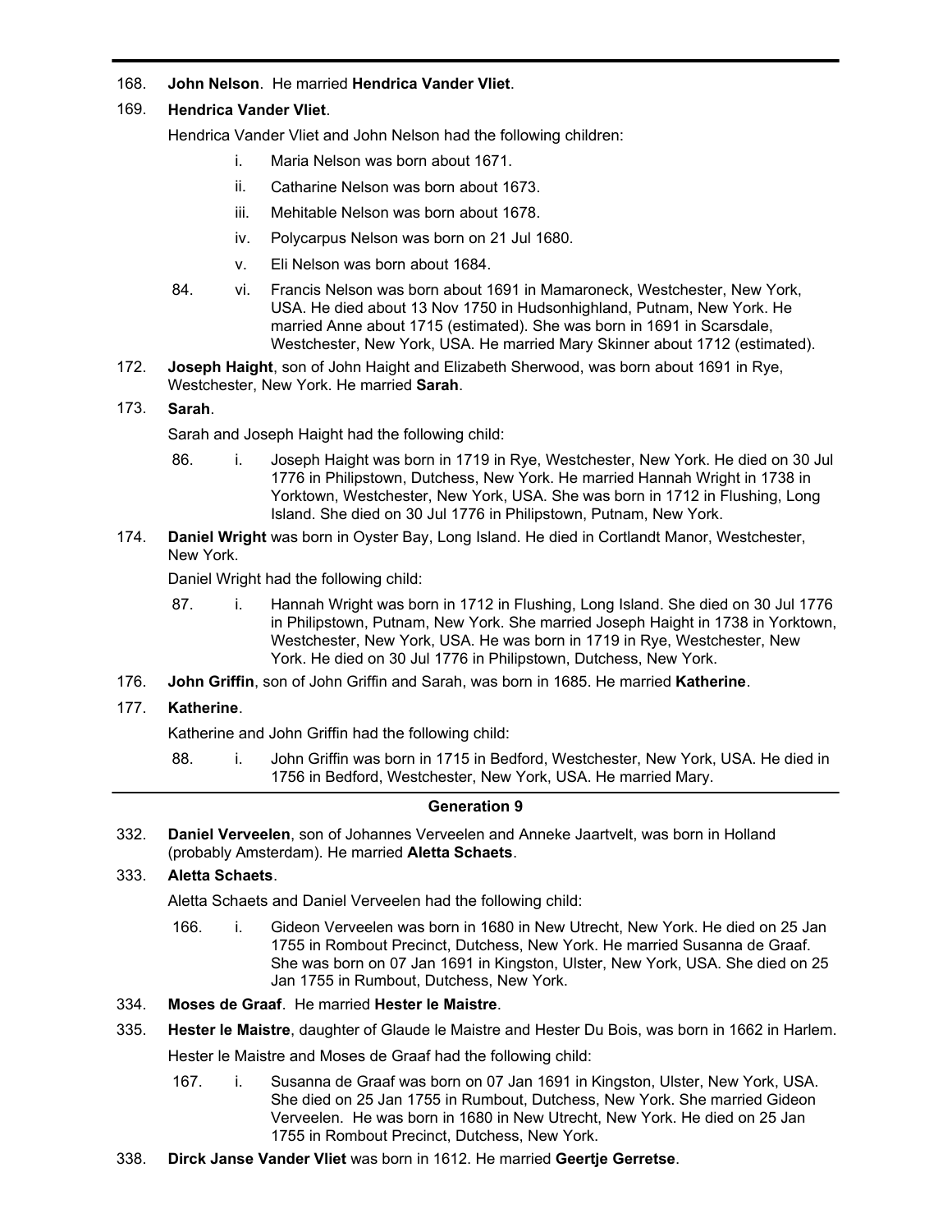168. **John Nelson**. He married **Hendrica Vander Vliet**.

169. **Hendrica Vander Vliet**.

Hendrica Vander Vliet and John Nelson had the following children:

- i. Maria Nelson was born about 1671.
- ii. Catharine Nelson was born about 1673.
- iii. Mehitable Nelson was born about 1678.
- iv. Polycarpus Nelson was born on 21 Jul 1680.
- v. Eli Nelson was born about 1684.
- 84. vi. Francis Nelson was born about 1691 in Mamaroneck, Westchester, New York, USA. He died about 13 Nov 1750 in Hudsonhighland, Putnam, New York. He married Anne about 1715 (estimated). She was born in 1691 in Scarsdale, Westchester, New York, USA. He married Mary Skinner about 1712 (estimated).

172. **Joseph Haight**, son of John Haight and Elizabeth Sherwood, was born about 1691 in Rye, Westchester, New York. He married **Sarah**.

173. **Sarah**.

Sarah and Joseph Haight had the following child:

- 86. i. Joseph Haight was born in 1719 in Rye, Westchester, New York. He died on 30 Jul 1776 in Philipstown, Dutchess, New York. He married Hannah Wright in 1738 in Yorktown, Westchester, New York, USA. She was born in 1712 in Flushing, Long Island. She died on 30 Jul 1776 in Philipstown, Putnam, New York.

174. **Daniel Wright** was born in Oyster Bay, Long Island. He died in Cortlandt Manor, Westchester, New York.

Daniel Wright had the following child:

- 87. i. Hannah Wright was born in 1712 in Flushing, Long Island. She died on 30 Jul 1776 in Philipstown, Putnam, New York. She married Joseph Haight in 1738 in Yorktown, Westchester, New York, USA. He was born in 1719 in Rye, Westchester, New York. He died on 30 Jul 1776 in Philipstown, Dutchess, New York.

176. **John Griffin**, son of John Griffin and Sarah, was born in 1685. He married **Katherine**.

177. **Katherine**.

Katherine and John Griffin had the following child:

- 88. i. John Griffin was born in 1715 in Bedford, Westchester, New York, USA. He died in 1756 in Bedford, Westchester, New York, USA. He married Mary.

## Generation 9

332. **Daniel Verveelen**, son of Johannes Verveelen and Anneke Jaartvelt, was born in Holland (probably Amsterdam). He married **Aletta Schaets**.

333. **Aletta Schaets**.

Aletta Schaets and Daniel Verveelen had the following child:

- 166. i. Gideon Verveelen was born in 1680 in New Utrecht, New York. He died on 25 Jan 1755 in Rombout Precinct, Dutchess, New York. He married Susanna de Graaf. She was born on 07 Jan 1691 in Kingston, Ulster, New York, USA. She died on 25 Jan 1755 in Rumbout, Dutchess, New York.

334. **Moses de Graaf**. He married **Hester le Maistre**.

335. **Hester le Maistre**, daughter of Glaude le Maistre and Hester Du Bois, was born in 1662 in Harlem.

Hester le Maistre and Moses de Graaf had the following child:

- 167. i. Susanna de Graaf was born on 07 Jan 1691 in Kingston, Ulster, New York, USA. She died on 25 Jan 1755 in Rumbout, Dutchess, New York. She married Gideon Verveelen. He was born in 1680 in New Utrecht, New York. He died on 25 Jan 1755 in Rombout Precinct, Dutchess, New York.

338. **Dirck Janse Vander Vliet** was born in 1612. He married **Geertje Gerretse**.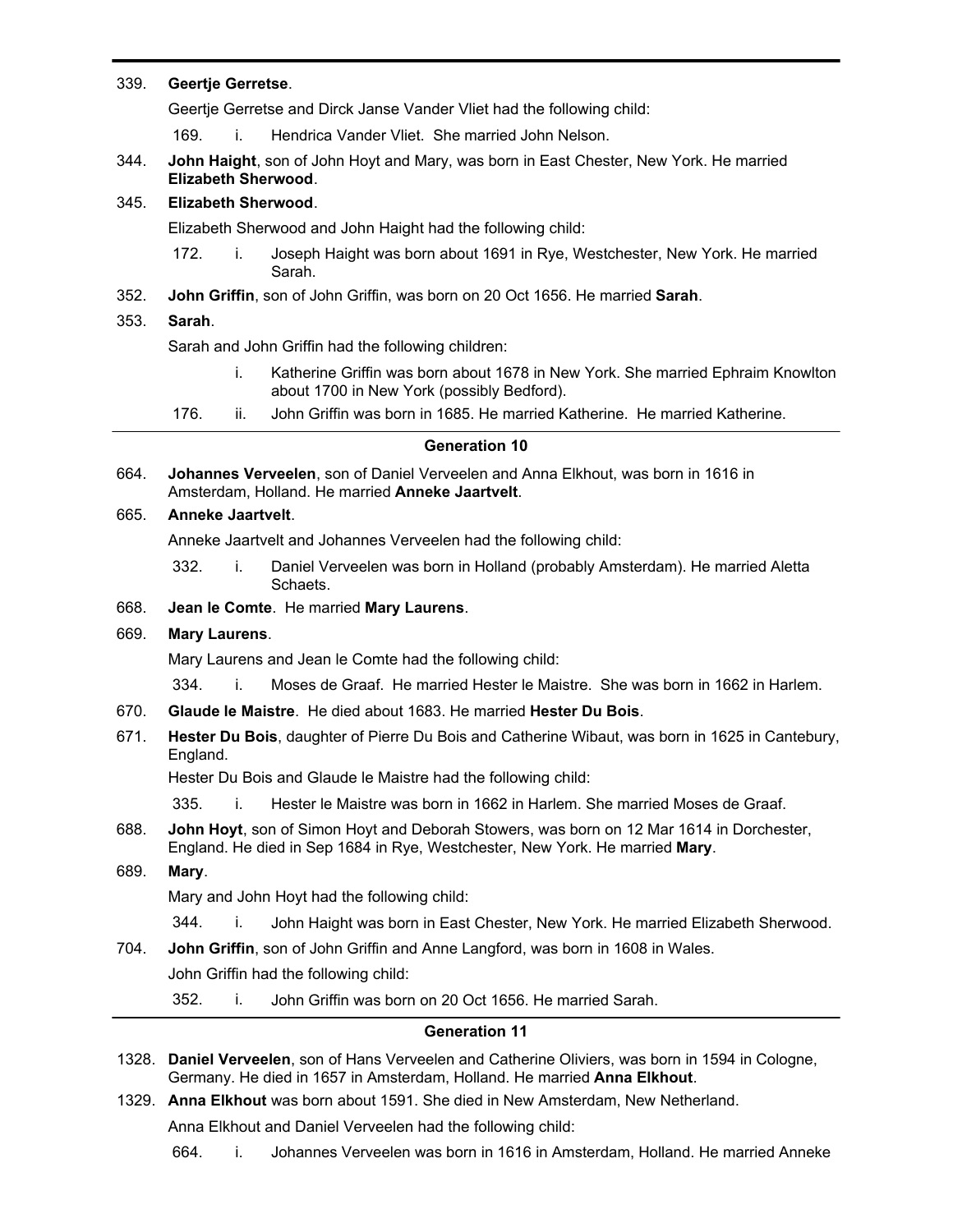339. **Geertje Gerretse**.

Geertje Gerretse and Dirck Janse Vander Vliet had the following child:

169. i. Hendrica Vander Vliet. She married John Nelson.

344. **John Haight**, son of John Hoyt and Mary, was born in East Chester, New York. He married **Elizabeth Sherwood**.

345. **Elizabeth Sherwood**.

Elizabeth Sherwood and John Haight had the following child:

172. i. Joseph Haight was born about 1691 in Rye, Westchester, New York. He married Sarah.

352. **John Griffin**, son of John Griffin, was born on 20 Oct 1656. He married **Sarah**.

353. **Sarah**.

Sarah and John Griffin had the following children:

i. Katherine Griffin was born about 1678 in New York. She married Ephraim Knowlton about 1700 in New York (possibly Bedford).

176. ii. John Griffin was born in 1685. He married Katherine. He married Katherine.

---

## Generation 10

664. **Johannes Verveelen**, son of Daniel Verveelen and Anna Elkhout, was born in 1616 in Amsterdam, Holland. He married **Anneke Jaartvelt**.

665. **Anneke Jaartvelt**.

Anneke Jaartvelt and Johannes Verveelen had the following child:

332. i. Daniel Verveelen was born in Holland (probably Amsterdam). He married Aletta Schaets.

668. **Jean le Comte**. He married **Mary Laurens**.

669. **Mary Laurens**.

Mary Laurens and Jean le Comte had the following child:

334. i. Moses de Graaf. He married Hester le Maistre. She was born in 1662 in Harlem.

670. **Glaude le Maistre**. He died about 1683. He married **Hester Du Bois**.

671. **Hester Du Bois**, daughter of Pierre Du Bois and Catherine Wibaut, was born in 1625 in Cantebury, England.

Hester Du Bois and Glaude le Maistre had the following child:

335. i. Hester le Maistre was born in 1662 in Harlem. She married Moses de Graaf.

688. **John Hoyt**, son of Simon Hoyt and Deborah Stowers, was born on 12 Mar 1614 in Dorchester, England. He died in Sep 1684 in Rye, Westchester, New York. He married **Mary**.

689. **Mary**.

Mary and John Hoyt had the following child:

344. i. John Haight was born in East Chester, New York. He married Elizabeth Sherwood.

704. **John Griffin**, son of John Griffin and Anne Langford, was born in 1608 in Wales.

John Griffin had the following child:

352. i. John Griffin was born on 20 Oct 1656. He married Sarah.

---

## Generation 11

1328. **Daniel Verveelen**, son of Hans Verveelen and Catherine Oliviers, was born in 1594 in Cologne, Germany. He died in 1657 in Amsterdam, Holland. He married **Anna Elkhout**.

1329. **Anna Elkhout** was born about 1591. She died in New Amsterdam, New Netherland.

Anna Elkhout and Daniel Verveelen had the following child:

664. i. Johannes Verveelen was born in 1616 in Amsterdam, Holland. He married Anneke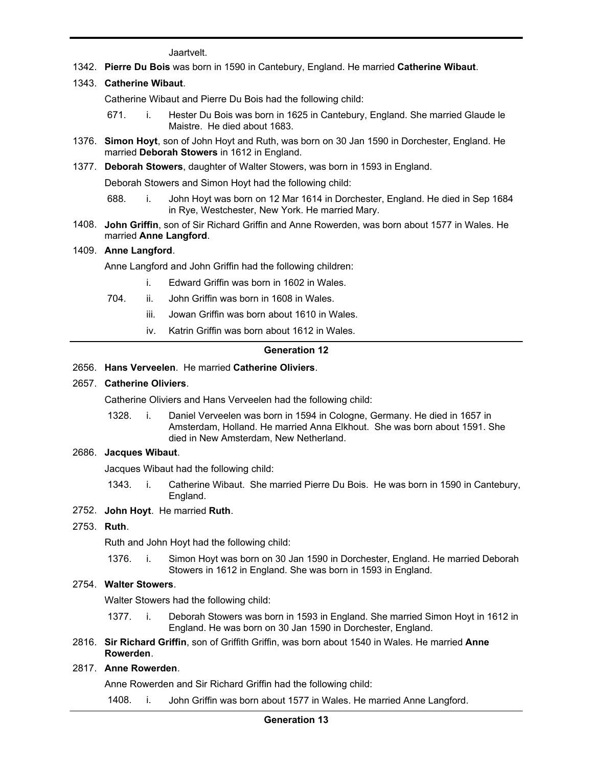Jaartvelt.

1342. **Pierre Du Bois** was born in 1590 in Cantebury, England. He married **Catherine Wibaut**.

1343. **Catherine Wibaut**.

Catherine Wibaut and Pierre Du Bois had the following child:

- 671. i. Hester Du Bois was born in 1625 in Cantebury, England. She married Glaude le Maistre. He died about 1683.

1376. **Simon Hoyt**, son of John Hoyt and Ruth, was born on 30 Jan 1590 in Dorchester, England. He married **Deborah Stowers** in 1612 in England.

1377. **Deborah Stowers**, daughter of Walter Stowers, was born in 1593 in England.

Deborah Stowers and Simon Hoyt had the following child:

- 688. i. John Hoyt was born on 12 Mar 1614 in Dorchester, England. He died in Sep 1684 in Rye, Westchester, New York. He married Mary.

1408. **John Griffin**, son of Sir Richard Griffin and Anne Rowerden, was born about 1577 in Wales. He married **Anne Langford**.

1409. **Anne Langford**.

Anne Langford and John Griffin had the following children:

- i. Edward Griffin was born in 1602 in Wales.
- 704. ii. John Griffin was born in 1608 in Wales.
- iii. Jowan Griffin was born about 1610 in Wales.
- iv. Katrin Griffin was born about 1612 in Wales.

## Generation 12

2656. **Hans Verveelen**. He married **Catherine Oliviers**.

2657. **Catherine Oliviers**.

Catherine Oliviers and Hans Verveelen had the following child:

- 1328. i. Daniel Verveelen was born in 1594 in Cologne, Germany. He died in 1657 in Amsterdam, Holland. He married Anna Elkhout. She was born about 1591. She died in New Amsterdam, New Netherland.

2686. **Jacques Wibaut**.

Jacques Wibaut had the following child:

- 1343. i. Catherine Wibaut. She married Pierre Du Bois. He was born in 1590 in Cantebury, England.

2752. **John Hoyt**. He married **Ruth**.

2753. **Ruth**.

Ruth and John Hoyt had the following child:

- 1376. i. Simon Hoyt was born on 30 Jan 1590 in Dorchester, England. He married Deborah Stowers in 1612 in England. She was born in 1593 in England.

2754. **Walter Stowers**.

Walter Stowers had the following child:

- 1377. i. Deborah Stowers was born in 1593 in England. She married Simon Hoyt in 1612 in England. He was born on 30 Jan 1590 in Dorchester, England.

2816. **Sir Richard Griffin**, son of Griffith Griffin, was born about 1540 in Wales. He married **Anne Rowerden**.

2817. **Anne Rowerden**.

Anne Rowerden and Sir Richard Griffin had the following child:

- 1408. i. John Griffin was born about 1577 in Wales. He married Anne Langford.

## Generation 13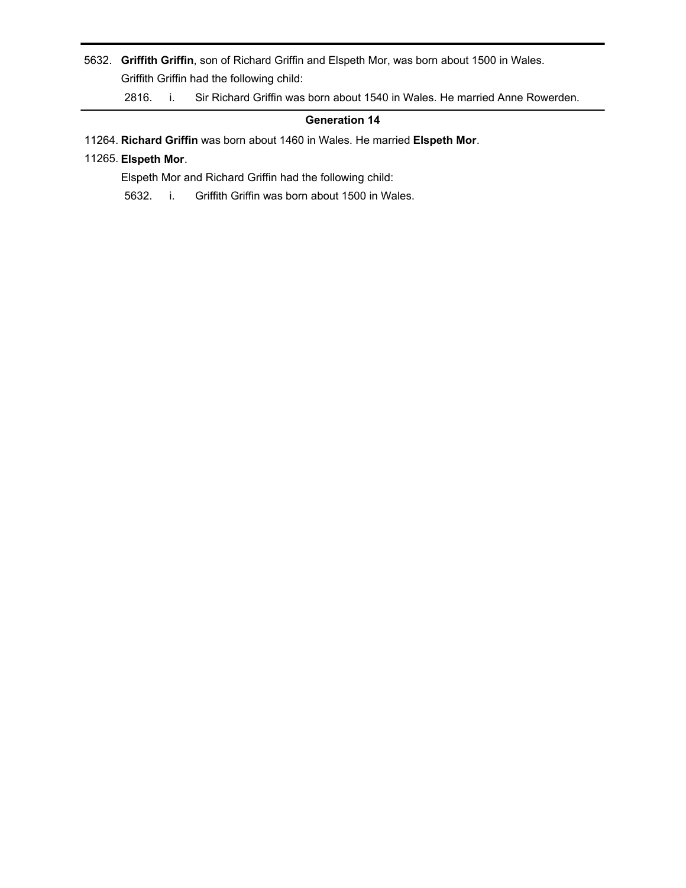5632. **Griffith Griffin**, son of Richard Griffin and Elspeth Mor, was born about 1500 in Wales.

Griffith Griffin had the following child:

2816. i. Sir Richard Griffin was born about 1540 in Wales. He married Anne Rowerden.

---

## Generation 14

11264. **Richard Griffin** was born about 1460 in Wales. He married **Elspeth Mor**.

11265. **Elspeth Mor**.

Elspeth Mor and Richard Griffin had the following child:

5632. i. Griffith Griffin was born about 1500 in Wales.